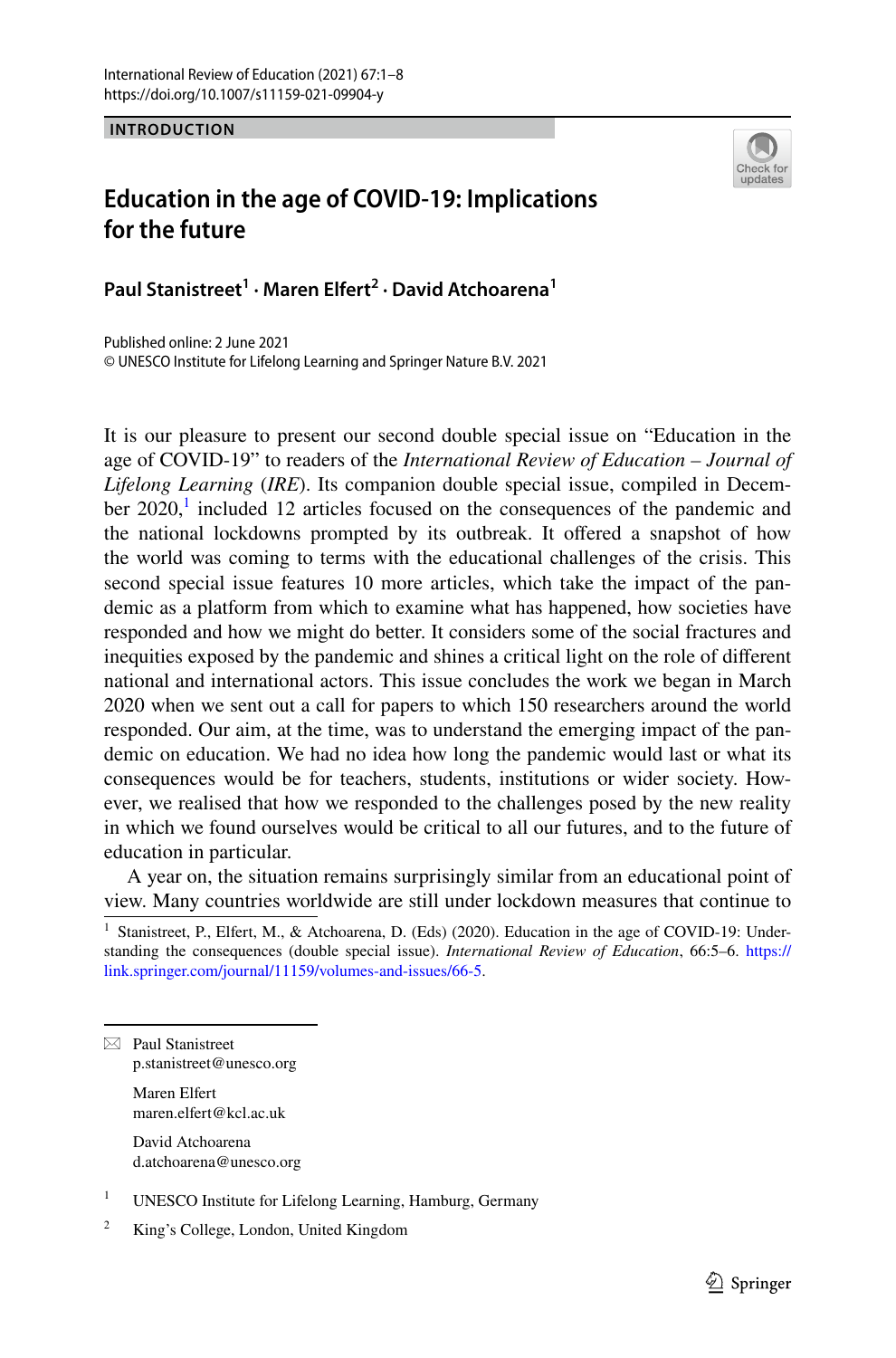INTRODUCTION

# Education in the age of COVID-19: Implications for the future

**Paul Stanistreet[1] · Maren Elfert[2] · David Atchoarena[1]**

Published online: 2 June 2021
© UNESCO Institute for Lifelong Learning and Springer Nature B.V. 2021

It is our pleasure to present our second double special issue on "Education in the age of COVID-19" to readers of the *International Review of Education – Journal of Lifelong Learning* (*IRE*). Its companion double special issue, compiled in December 2020,[1] included 12 articles focused on the consequences of the pandemic and the national lockdowns prompted by its outbreak. It offered a snapshot of how the world was coming to terms with the educational challenges of the crisis. This second special issue features 10 more articles, which take the impact of the pandemic as a platform from which to examine what has happened, how societies have responded and how we might do better. It considers some of the social fractures and inequities exposed by the pandemic and shines a critical light on the role of different national and international actors. This issue concludes the work we began in March 2020 when we sent out a call for papers to which 150 researchers around the world responded. Our aim, at the time, was to understand the emerging impact of the pandemic on education. We had no idea how long the pandemic would last or what its consequences would be for teachers, students, institutions or wider society. However, we realised that how we responded to the challenges posed by the new reality in which we found ourselves would be critical to all our futures, and to the future of education in particular.

A year on, the situation remains surprisingly similar from an educational point of view. Many countries worldwide are still under lockdown measures that continue to

[1] Stanistreet, P., Elfert, M., & Atchoarena, D. (Eds) (2020). Education in the age of COVID-19: Understanding the consequences (double special issue). *International Review of Education*, 66:5–6. https://link.springer.com/journal/11159/volumes-and-issues/66-5.

✉ Paul Stanistreet
p.stanistreet@unesco.org

Maren Elfert
maren.elfert@kcl.ac.uk

David Atchoarena
d.atchoarena@unesco.org

[1] UNESCO Institute for Lifelong Learning, Hamburg, Germany

[2] King's College, London, United Kingdom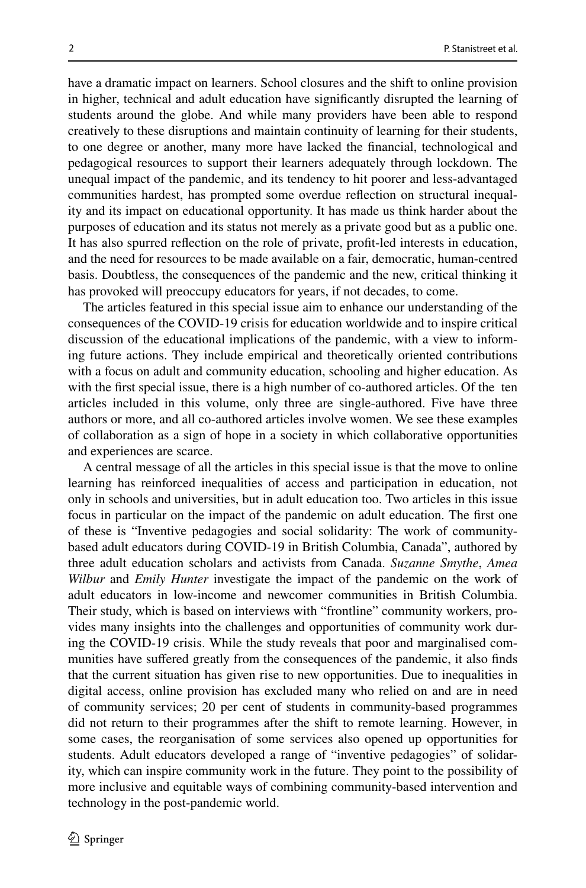have a dramatic impact on learners. School closures and the shift to online provision in higher, technical and adult education have significantly disrupted the learning of students around the globe. And while many providers have been able to respond creatively to these disruptions and maintain continuity of learning for their students, to one degree or another, many more have lacked the financial, technological and pedagogical resources to support their learners adequately through lockdown. The unequal impact of the pandemic, and its tendency to hit poorer and less-advantaged communities hardest, has prompted some overdue reflection on structural inequality and its impact on educational opportunity. It has made us think harder about the purposes of education and its status not merely as a private good but as a public one. It has also spurred reflection on the role of private, profit-led interests in education, and the need for resources to be made available on a fair, democratic, human-centred basis. Doubtless, the consequences of the pandemic and the new, critical thinking it has provoked will preoccupy educators for years, if not decades, to come.

The articles featured in this special issue aim to enhance our understanding of the consequences of the COVID-19 crisis for education worldwide and to inspire critical discussion of the educational implications of the pandemic, with a view to informing future actions. They include empirical and theoretically oriented contributions with a focus on adult and community education, schooling and higher education. As with the first special issue, there is a high number of co-authored articles. Of the ten articles included in this volume, only three are single-authored. Five have three authors or more, and all co-authored articles involve women. We see these examples of collaboration as a sign of hope in a society in which collaborative opportunities and experiences are scarce.

A central message of all the articles in this special issue is that the move to online learning has reinforced inequalities of access and participation in education, not only in schools and universities, but in adult education too. Two articles in this issue focus in particular on the impact of the pandemic on adult education. The first one of these is "Inventive pedagogies and social solidarity: The work of community-based adult educators during COVID-19 in British Columbia, Canada", authored by three adult education scholars and activists from Canada. *Suzanne Smythe*, *Amea Wilbur* and *Emily Hunter* investigate the impact of the pandemic on the work of adult educators in low-income and newcomer communities in British Columbia. Their study, which is based on interviews with "frontline" community workers, provides many insights into the challenges and opportunities of community work during the COVID-19 crisis. While the study reveals that poor and marginalised communities have suffered greatly from the consequences of the pandemic, it also finds that the current situation has given rise to new opportunities. Due to inequalities in digital access, online provision has excluded many who relied on and are in need of community services; 20 per cent of students in community-based programmes did not return to their programmes after the shift to remote learning. However, in some cases, the reorganisation of some services also opened up opportunities for students. Adult educators developed a range of "inventive pedagogies" of solidarity, which can inspire community work in the future. They point to the possibility of more inclusive and equitable ways of combining community-based intervention and technology in the post-pandemic world.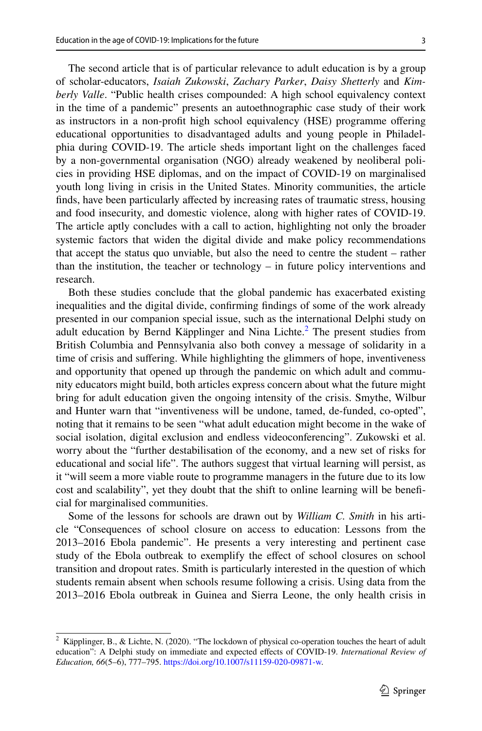The second article that is of particular relevance to adult education is by a group of scholar-educators, *Isaiah Zukowski*, *Zachary Parker*, *Daisy Shetterly* and *Kimberly Valle*. "Public health crises compounded: A high school equivalency context in the time of a pandemic" presents an autoethnographic case study of their work as instructors in a non-profit high school equivalency (HSE) programme offering educational opportunities to disadvantaged adults and young people in Philadelphia during COVID-19. The article sheds important light on the challenges faced by a non-governmental organisation (NGO) already weakened by neoliberal policies in providing HSE diplomas, and on the impact of COVID-19 on marginalised youth long living in crisis in the United States. Minority communities, the article finds, have been particularly affected by increasing rates of traumatic stress, housing and food insecurity, and domestic violence, along with higher rates of COVID-19. The article aptly concludes with a call to action, highlighting not only the broader systemic factors that widen the digital divide and make policy recommendations that accept the status quo unviable, but also the need to centre the student – rather than the institution, the teacher or technology – in future policy interventions and research.

Both these studies conclude that the global pandemic has exacerbated existing inequalities and the digital divide, confirming findings of some of the work already presented in our companion special issue, such as the international Delphi study on adult education by Bernd Käpplinger and Nina Lichte.[2] The present studies from British Columbia and Pennsylvania also both convey a message of solidarity in a time of crisis and suffering. While highlighting the glimmers of hope, inventiveness and opportunity that opened up through the pandemic on which adult and community educators might build, both articles express concern about what the future might bring for adult education given the ongoing intensity of the crisis. Smythe, Wilbur and Hunter warn that "inventiveness will be undone, tamed, de-funded, co-opted", noting that it remains to be seen "what adult education might become in the wake of social isolation, digital exclusion and endless videoconferencing". Zukowski et al. worry about the "further destabilisation of the economy, and a new set of risks for educational and social life". The authors suggest that virtual learning will persist, as it "will seem a more viable route to programme managers in the future due to its low cost and scalability", yet they doubt that the shift to online learning will be beneficial for marginalised communities.

Some of the lessons for schools are drawn out by *William C. Smith* in his article "Consequences of school closure on access to education: Lessons from the 2013–2016 Ebola pandemic". He presents a very interesting and pertinent case study of the Ebola outbreak to exemplify the effect of school closures on school transition and dropout rates. Smith is particularly interested in the question of which students remain absent when schools resume following a crisis. Using data from the 2013–2016 Ebola outbreak in Guinea and Sierra Leone, the only health crisis in

---

[2] Käpplinger, B., & Lichte, N. (2020). "The lockdown of physical co-operation touches the heart of adult education": A Delphi study on immediate and expected effects of COVID-19. *International Review of Education, 66*(5–6), 777–795. https://doi.org/10.1007/s11159-020-09871-w.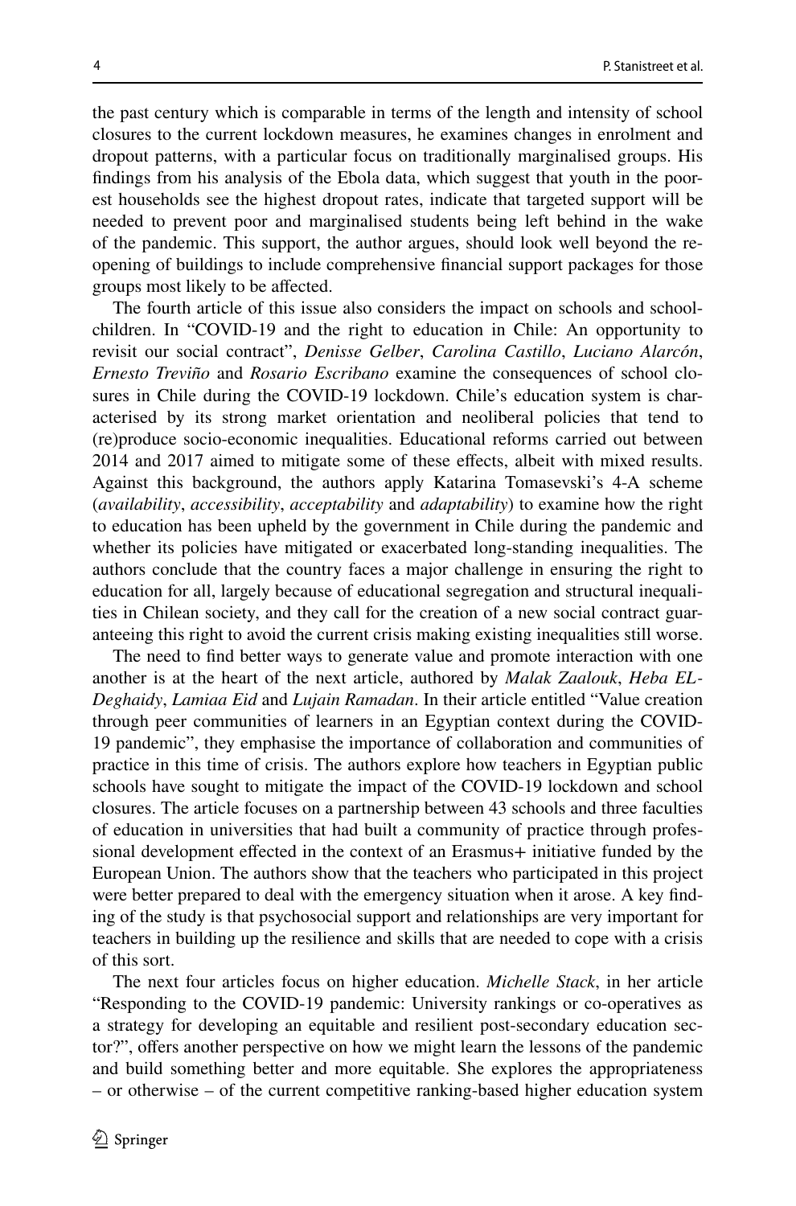the past century which is comparable in terms of the length and intensity of school closures to the current lockdown measures, he examines changes in enrolment and dropout patterns, with a particular focus on traditionally marginalised groups. His findings from his analysis of the Ebola data, which suggest that youth in the poorest households see the highest dropout rates, indicate that targeted support will be needed to prevent poor and marginalised students being left behind in the wake of the pandemic. This support, the author argues, should look well beyond the re-opening of buildings to include comprehensive financial support packages for those groups most likely to be affected.

The fourth article of this issue also considers the impact on schools and schoolchildren. In "COVID-19 and the right to education in Chile: An opportunity to revisit our social contract", *Denisse Gelber*, *Carolina Castillo*, *Luciano Alarcón*, *Ernesto Treviño* and *Rosario Escribano* examine the consequences of school closures in Chile during the COVID-19 lockdown. Chile's education system is characterised by its strong market orientation and neoliberal policies that tend to (re)produce socio-economic inequalities. Educational reforms carried out between 2014 and 2017 aimed to mitigate some of these effects, albeit with mixed results. Against this background, the authors apply Katarina Tomasevski's 4-A scheme (*availability*, *accessibility*, *acceptability* and *adaptability*) to examine how the right to education has been upheld by the government in Chile during the pandemic and whether its policies have mitigated or exacerbated long-standing inequalities. The authors conclude that the country faces a major challenge in ensuring the right to education for all, largely because of educational segregation and structural inequalities in Chilean society, and they call for the creation of a new social contract guaranteeing this right to avoid the current crisis making existing inequalities still worse.

The need to find better ways to generate value and promote interaction with one another is at the heart of the next article, authored by *Malak Zaalouk*, *Heba EL-Deghaidy*, *Lamiaa Eid* and *Lujain Ramadan*. In their article entitled "Value creation through peer communities of learners in an Egyptian context during the COVID-19 pandemic", they emphasise the importance of collaboration and communities of practice in this time of crisis. The authors explore how teachers in Egyptian public schools have sought to mitigate the impact of the COVID-19 lockdown and school closures. The article focuses on a partnership between 43 schools and three faculties of education in universities that had built a community of practice through professional development effected in the context of an Erasmus+ initiative funded by the European Union. The authors show that the teachers who participated in this project were better prepared to deal with the emergency situation when it arose. A key finding of the study is that psychosocial support and relationships are very important for teachers in building up the resilience and skills that are needed to cope with a crisis of this sort.

The next four articles focus on higher education. *Michelle Stack*, in her article "Responding to the COVID-19 pandemic: University rankings or co-operatives as a strategy for developing an equitable and resilient post-secondary education sector?", offers another perspective on how we might learn the lessons of the pandemic and build something better and more equitable. She explores the appropriateness – or otherwise – of the current competitive ranking-based higher education system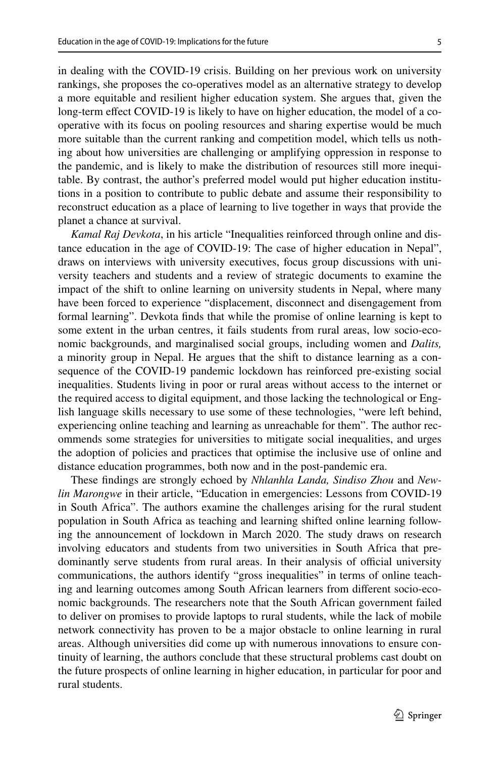in dealing with the COVID-19 crisis. Building on her previous work on university rankings, she proposes the co-operatives model as an alternative strategy to develop a more equitable and resilient higher education system. She argues that, given the long-term effect COVID-19 is likely to have on higher education, the model of a co-operative with its focus on pooling resources and sharing expertise would be much more suitable than the current ranking and competition model, which tells us nothing about how universities are challenging or amplifying oppression in response to the pandemic, and is likely to make the distribution of resources still more inequitable. By contrast, the author's preferred model would put higher education institutions in a position to contribute to public debate and assume their responsibility to reconstruct education as a place of learning to live together in ways that provide the planet a chance at survival.

*Kamal Raj Devkota*, in his article "Inequalities reinforced through online and distance education in the age of COVID-19: The case of higher education in Nepal", draws on interviews with university executives, focus group discussions with university teachers and students and a review of strategic documents to examine the impact of the shift to online learning on university students in Nepal, where many have been forced to experience "displacement, disconnect and disengagement from formal learning". Devkota finds that while the promise of online learning is kept to some extent in the urban centres, it fails students from rural areas, low socio-economic backgrounds, and marginalised social groups, including women and *Dalits,* a minority group in Nepal. He argues that the shift to distance learning as a consequence of the COVID-19 pandemic lockdown has reinforced pre-existing social inequalities. Students living in poor or rural areas without access to the internet or the required access to digital equipment, and those lacking the technological or English language skills necessary to use some of these technologies, "were left behind, experiencing online teaching and learning as unreachable for them". The author recommends some strategies for universities to mitigate social inequalities, and urges the adoption of policies and practices that optimise the inclusive use of online and distance education programmes, both now and in the post-pandemic era.

These findings are strongly echoed by *Nhlanhla Landa, Sindiso Zhou* and *Newlin Marongwe* in their article, "Education in emergencies: Lessons from COVID-19 in South Africa". The authors examine the challenges arising for the rural student population in South Africa as teaching and learning shifted online learning following the announcement of lockdown in March 2020. The study draws on research involving educators and students from two universities in South Africa that predominantly serve students from rural areas. In their analysis of official university communications, the authors identify "gross inequalities" in terms of online teaching and learning outcomes among South African learners from different socio-economic backgrounds. The researchers note that the South African government failed to deliver on promises to provide laptops to rural students, while the lack of mobile network connectivity has proven to be a major obstacle to online learning in rural areas. Although universities did come up with numerous innovations to ensure continuity of learning, the authors conclude that these structural problems cast doubt on the future prospects of online learning in higher education, in particular for poor and rural students.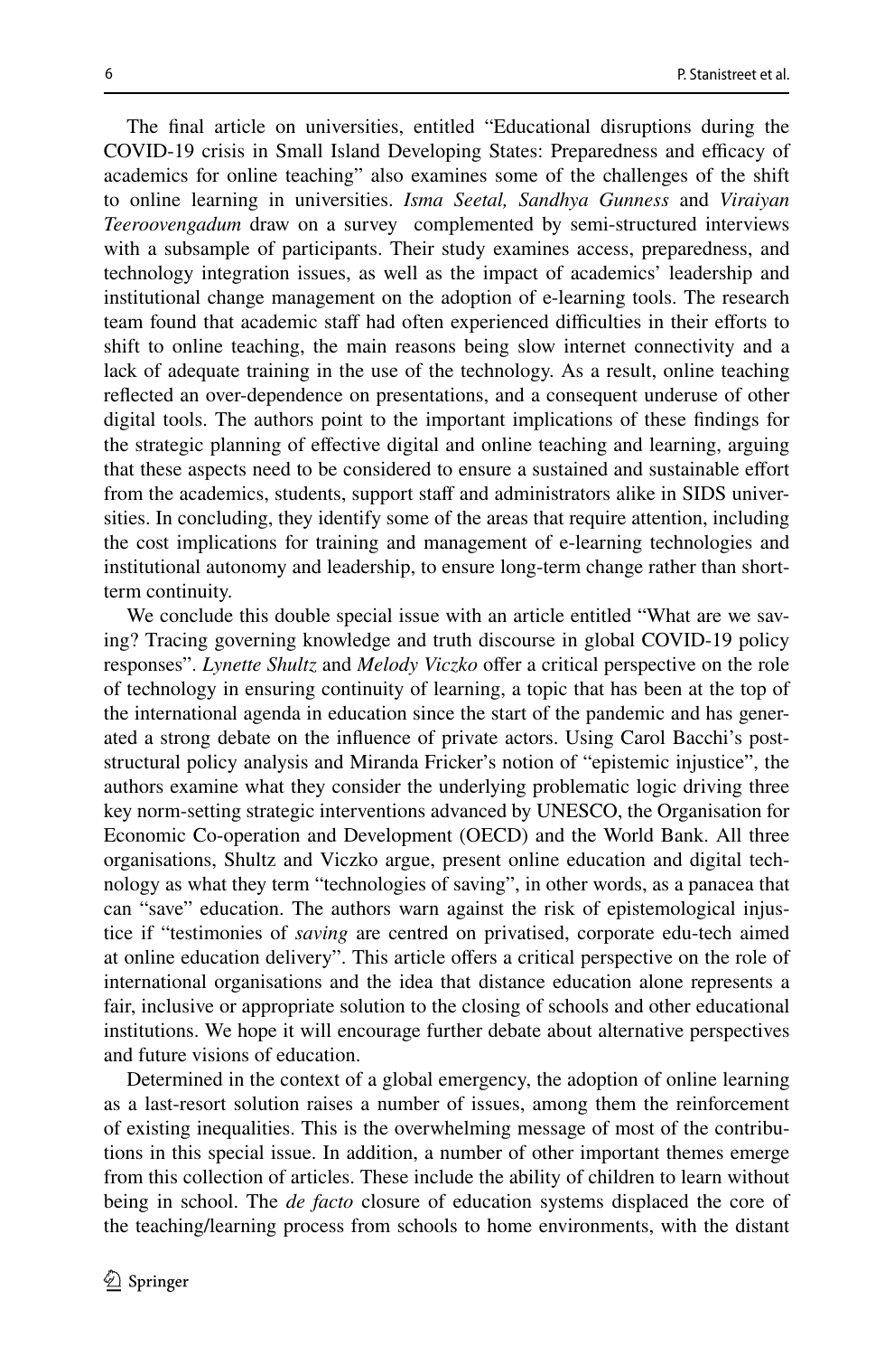The final article on universities, entitled "Educational disruptions during the COVID-19 crisis in Small Island Developing States: Preparedness and efficacy of academics for online teaching" also examines some of the challenges of the shift to online learning in universities. *Isma Seetal, Sandhya Gunness* and *Viraiyan Teeroovengadum* draw on a survey complemented by semi-structured interviews with a subsample of participants. Their study examines access, preparedness, and technology integration issues, as well as the impact of academics' leadership and institutional change management on the adoption of e-learning tools. The research team found that academic staff had often experienced difficulties in their efforts to shift to online teaching, the main reasons being slow internet connectivity and a lack of adequate training in the use of the technology. As a result, online teaching reflected an over-dependence on presentations, and a consequent underuse of other digital tools. The authors point to the important implications of these findings for the strategic planning of effective digital and online teaching and learning, arguing that these aspects need to be considered to ensure a sustained and sustainable effort from the academics, students, support staff and administrators alike in SIDS universities. In concluding, they identify some of the areas that require attention, including the cost implications for training and management of e-learning technologies and institutional autonomy and leadership, to ensure long-term change rather than short-term continuity.

We conclude this double special issue with an article entitled "What are we saving? Tracing governing knowledge and truth discourse in global COVID-19 policy responses". *Lynette Shultz* and *Melody Viczko* offer a critical perspective on the role of technology in ensuring continuity of learning, a topic that has been at the top of the international agenda in education since the start of the pandemic and has generated a strong debate on the influence of private actors. Using Carol Bacchi's post-structural policy analysis and Miranda Fricker's notion of "epistemic injustice", the authors examine what they consider the underlying problematic logic driving three key norm-setting strategic interventions advanced by UNESCO, the Organisation for Economic Co-operation and Development (OECD) and the World Bank. All three organisations, Shultz and Viczko argue, present online education and digital technology as what they term "technologies of saving", in other words, as a panacea that can "save" education. The authors warn against the risk of epistemological injustice if "testimonies of *saving* are centred on privatised, corporate edu-tech aimed at online education delivery". This article offers a critical perspective on the role of international organisations and the idea that distance education alone represents a fair, inclusive or appropriate solution to the closing of schools and other educational institutions. We hope it will encourage further debate about alternative perspectives and future visions of education.

Determined in the context of a global emergency, the adoption of online learning as a last-resort solution raises a number of issues, among them the reinforcement of existing inequalities. This is the overwhelming message of most of the contributions in this special issue. In addition, a number of other important themes emerge from this collection of articles. These include the ability of children to learn without being in school. The *de facto* closure of education systems displaced the core of the teaching/learning process from schools to home environments, with the distant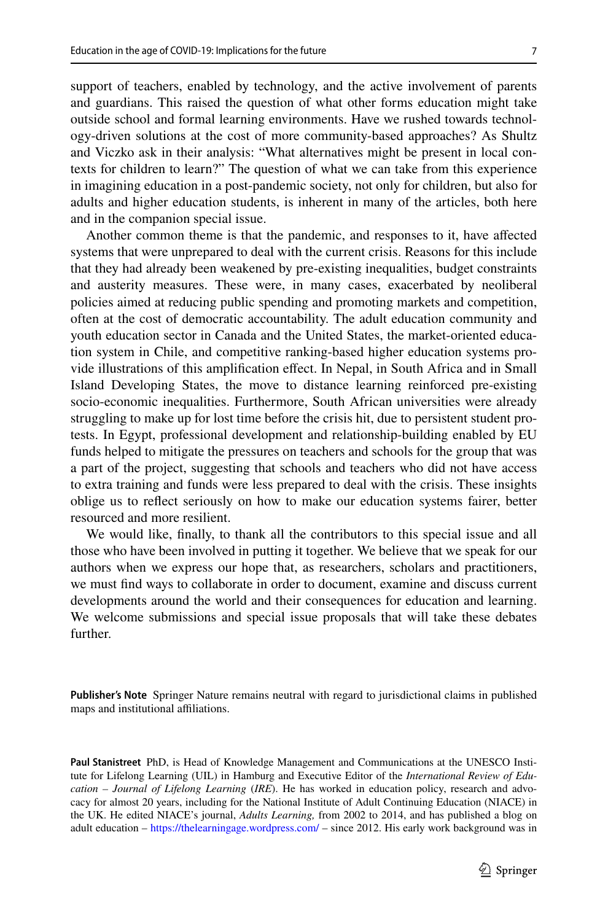support of teachers, enabled by technology, and the active involvement of parents and guardians. This raised the question of what other forms education might take outside school and formal learning environments. Have we rushed towards technology-driven solutions at the cost of more community-based approaches? As Shultz and Viczko ask in their analysis: "What alternatives might be present in local contexts for children to learn?" The question of what we can take from this experience in imagining education in a post-pandemic society, not only for children, but also for adults and higher education students, is inherent in many of the articles, both here and in the companion special issue.

Another common theme is that the pandemic, and responses to it, have affected systems that were unprepared to deal with the current crisis. Reasons for this include that they had already been weakened by pre-existing inequalities, budget constraints and austerity measures. These were, in many cases, exacerbated by neoliberal policies aimed at reducing public spending and promoting markets and competition, often at the cost of democratic accountability. The adult education community and youth education sector in Canada and the United States, the market-oriented education system in Chile, and competitive ranking-based higher education systems provide illustrations of this amplification effect. In Nepal, in South Africa and in Small Island Developing States, the move to distance learning reinforced pre-existing socio-economic inequalities. Furthermore, South African universities were already struggling to make up for lost time before the crisis hit, due to persistent student protests. In Egypt, professional development and relationship-building enabled by EU funds helped to mitigate the pressures on teachers and schools for the group that was a part of the project, suggesting that schools and teachers who did not have access to extra training and funds were less prepared to deal with the crisis. These insights oblige us to reflect seriously on how to make our education systems fairer, better resourced and more resilient.

We would like, finally, to thank all the contributors to this special issue and all those who have been involved in putting it together. We believe that we speak for our authors when we express our hope that, as researchers, scholars and practitioners, we must find ways to collaborate in order to document, examine and discuss current developments around the world and their consequences for education and learning. We welcome submissions and special issue proposals that will take these debates further.

**Publisher's Note** Springer Nature remains neutral with regard to jurisdictional claims in published maps and institutional affiliations.

**Paul Stanistreet** PhD, is Head of Knowledge Management and Communications at the UNESCO Institute for Lifelong Learning (UIL) in Hamburg and Executive Editor of the *International Review of Education – Journal of Lifelong Learning* (*IRE*). He has worked in education policy, research and advocacy for almost 20 years, including for the National Institute of Adult Continuing Education (NIACE) in the UK. He edited NIACE's journal, *Adults Learning,* from 2002 to 2014, and has published a blog on adult education – https://thelearningage.wordpress.com/ – since 2012. His early work background was in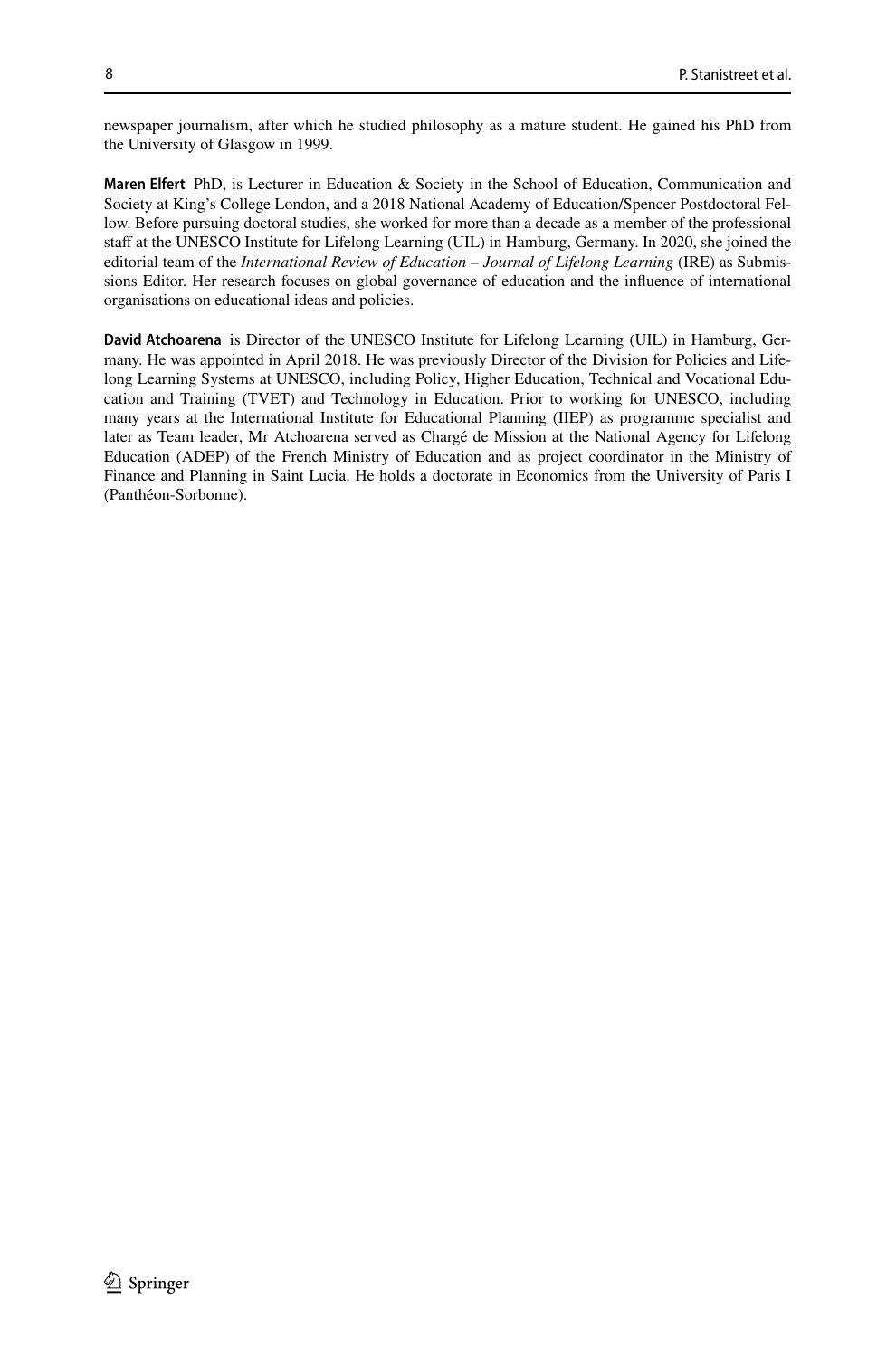newspaper journalism, after which he studied philosophy as a mature student. He gained his PhD from the University of Glasgow in 1999.

**Maren Elfert** PhD, is Lecturer in Education & Society in the School of Education, Communication and Society at King's College London, and a 2018 National Academy of Education/Spencer Postdoctoral Fellow. Before pursuing doctoral studies, she worked for more than a decade as a member of the professional staff at the UNESCO Institute for Lifelong Learning (UIL) in Hamburg, Germany. In 2020, she joined the editorial team of the *International Review of Education – Journal of Lifelong Learning* (IRE) as Submissions Editor. Her research focuses on global governance of education and the influence of international organisations on educational ideas and policies.

**David Atchoarena** is Director of the UNESCO Institute for Lifelong Learning (UIL) in Hamburg, Germany. He was appointed in April 2018. He was previously Director of the Division for Policies and Lifelong Learning Systems at UNESCO, including Policy, Higher Education, Technical and Vocational Education and Training (TVET) and Technology in Education. Prior to working for UNESCO, including many years at the International Institute for Educational Planning (IIEP) as programme specialist and later as Team leader, Mr Atchoarena served as Chargé de Mission at the National Agency for Lifelong Education (ADEP) of the French Ministry of Education and as project coordinator in the Ministry of Finance and Planning in Saint Lucia. He holds a doctorate in Economics from the University of Paris I (Panthéon-Sorbonne).